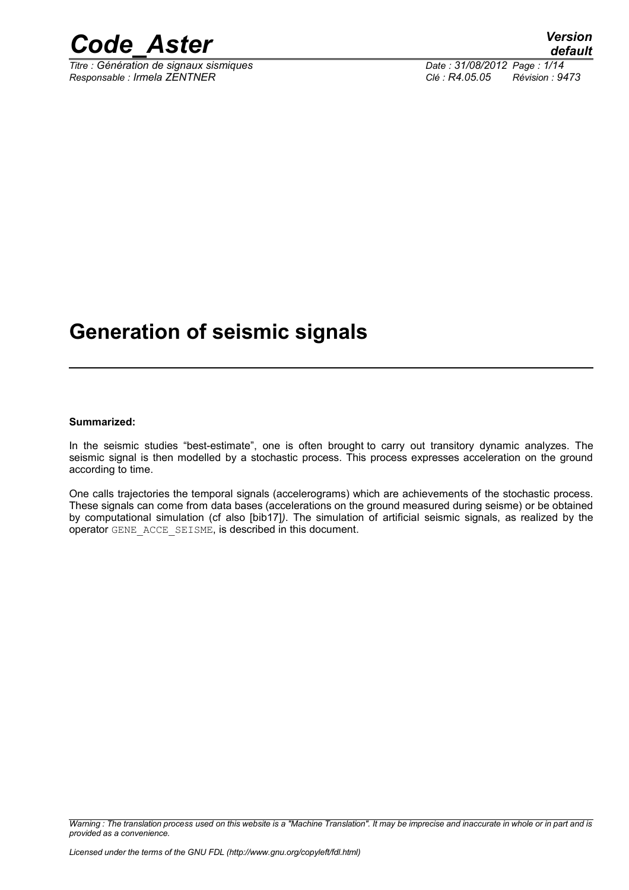# Generation of seismic signals

**Summarized:**

In the seismic studies "best-estimate", one is often brought to carry out transitory dynamic analyzes. The seismic signal is then modelled by a stochastic process. This process expresses acceleration on the ground according to time.

One calls trajectories the temporal signals (accelerograms) which are achievements of the stochastic process. These signals can come from data bases (accelerations on the ground measured during seisme) or be obtained by computational simulation (cf also [bib17]). The simulation of artificial seismic signals, as realized by the operator GENE_ACCE_SEISME, is described in this document.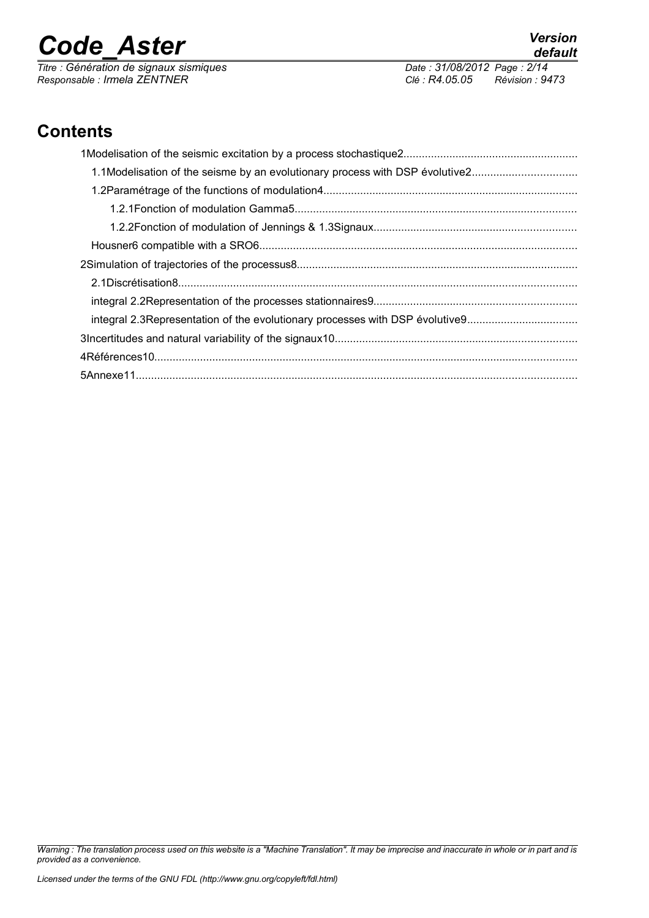## Contents

1Modelisation of the seismic excitation by a process stochastique2........................................................

1.1Modelisation of the seisme by an evolutionary process with DSP évolutive2.................................

1.2Paramétrage of the functions of modulation4..................................................................................

1.2.1Fonction of modulation Gamma5...........................................................................................

1.2.2Fonction of modulation of Jennings & 1.3Signaux.................................................................

Housner6 compatible with a SRO6.......................................................................................................

2Simulation of trajectories of the processus8...........................................................................................

2.1Discrétisation8.................................................................................................................................

integral 2.2Representation of the processes stationnaires9.................................................................

integral 2.3Representation of the evolutionary processes with DSP évolutive9....................................

3Incertitudes and natural variability of the signaux10...............................................................................

4Références10..........................................................................................................................................

5Annexe11...............................................................................................................................................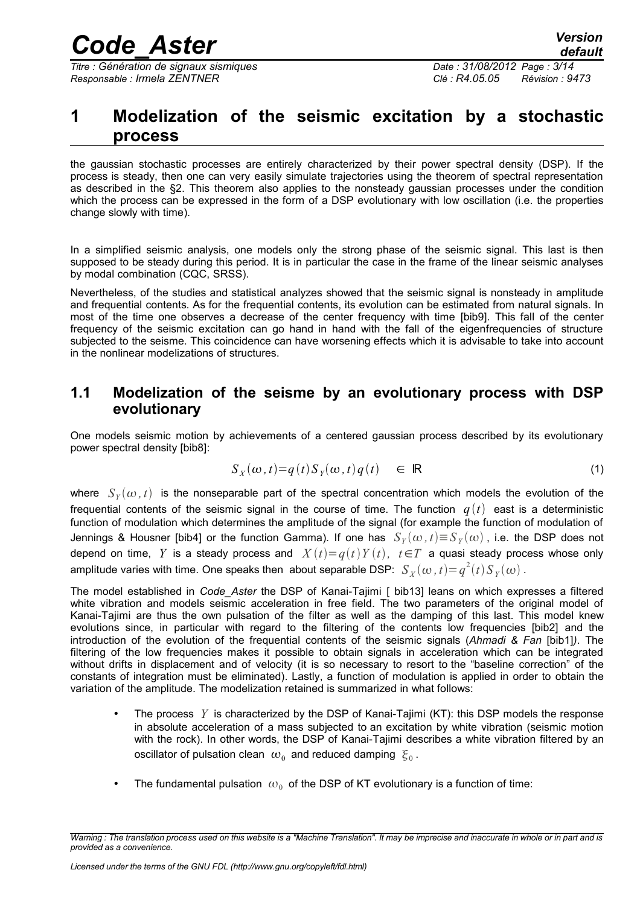# 1 Modelization of the seismic excitation by a stochastic process

the gaussian stochastic processes are entirely characterized by their power spectral density (DSP). If the process is steady, then one can very easily simulate trajectories using the theorem of spectral representation as described in the §2. This theorem also applies to the nonsteady gaussian processes under the condition which the process can be expressed in the form of a DSP evolutionary with low oscillation (i.e. the properties change slowly with time).

In a simplified seismic analysis, one models only the strong phase of the seismic signal. This last is then supposed to be steady during this period. It is in particular the case in the frame of the linear seismic analyses by modal combination (CQC, SRSS).

Nevertheless, of the studies and statistical analyzes showed that the seismic signal is nonsteady in amplitude and frequential contents. As for the frequential contents, its evolution can be estimated from natural signals. In most of the time one observes a decrease of the center frequency with time [bib9]. This fall of the center frequency of the seismic excitation can go hand in hand with the fall of the eigenfrequencies of structure subjected to the seisme. This coincidence can have worsening effects which it is advisable to take into account in the nonlinear modelizations of structures.

## 1.1 Modelization of the seisme by an evolutionary process with DSP evolutionary

One models seismic motion by achievements of a centered gaussian process described by its evolutionary power spectral density [bib8]:

$$S_X(\omega,t)=q(t)S_Y(\omega,t)q(t) \quad \in \mathbb{R} \tag{1}$$

where $S_Y(\omega,t)$ is the nonseparable part of the spectral concentration which models the evolution of the frequential contents of the seismic signal in the course of time. The function $q(t)$ east is a deterministic function of modulation which determines the amplitude of the signal (for example the function of modulation of Jennings & Housner [bib4] or the function Gamma). If one has $S_Y(\omega,t)\equiv S_Y(\omega)$, i.e. the DSP does not depend on time, $Y$ is a steady process and $X(t)=q(t)Y(t),\ t\in T$ a quasi steady process whose only amplitude varies with time. One speaks then about separable DSP: $S_X(\omega,t)=q^2(t)S_Y(\omega)$.

The model established in *Code_Aster* the DSP of Kanai-Tajimi [ bib13] leans on which expresses a filtered white vibration and models seismic acceleration in free field. The two parameters of the original model of Kanai-Tajimi are thus the own pulsation of the filter as well as the damping of this last. This model knew evolutions since, in particular with regard to the filtering of the contents low frequencies [bib2] and the introduction of the evolution of the frequential contents of the seismic signals (*Ahmadi & Fan* [bib1]*)*. The filtering of the low frequencies makes it possible to obtain signals in acceleration which can be integrated without drifts in displacement and of velocity (it is so necessary to resort to the "baseline correction" of the constants of integration must be eliminated). Lastly, a function of modulation is applied in order to obtain the variation of the amplitude. The modelization retained is summarized in what follows:

- The process $Y$ is characterized by the DSP of Kanai-Tajimi (KT): this DSP models the response in absolute acceleration of a mass subjected to an excitation by white vibration (seismic motion with the rock). In other words, the DSP of Kanai-Tajimi describes a white vibration filtered by an oscillator of pulsation clean $\omega_0$ and reduced damping $\xi_0$.
- The fundamental pulsation $\omega_0$ of the DSP of KT evolutionary is a function of time: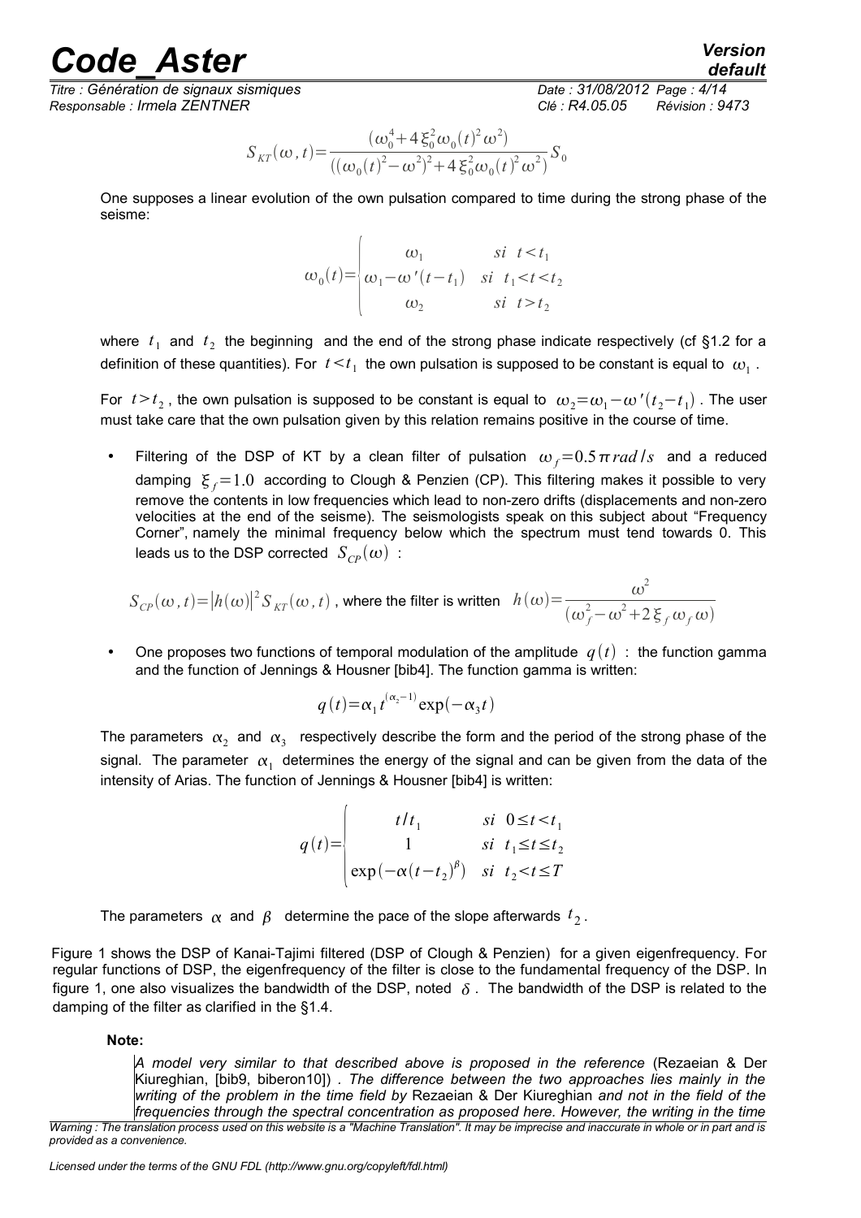$$S_{KT}(\omega, t)=\frac{(\omega_0^4+4\xi_0^2\omega_0(t)^2\omega^2)}{((\omega_0(t)^2-\omega^2)^2+4\xi_0^2\omega_0(t)^2\omega^2)}S_0$$

One supposes a linear evolution of the own pulsation compared to time during the strong phase of the seisme:

$$\omega_0(t)=\begin{cases}\omega_1 & si \quad t<t_1\\ \omega_1-\omega'(t-t_1) & si \quad t_1<t<t_2\\ \omega_2 & si \quad t>t_2\end{cases}$$

where $t_1$ and $t_2$ the beginning and the end of the strong phase indicate respectively (cf §1.2 for a definition of these quantities). For $t<t_1$ the own pulsation is supposed to be constant is equal to $\omega_1$.

For $t>t_2$, the own pulsation is supposed to be constant is equal to $\omega_2=\omega_1-\omega'(t_2-t_1)$. The user must take care that the own pulsation given by this relation remains positive in the course of time.

- Filtering of the DSP of KT by a clean filter of pulsation $\omega_f=0.5\pi\, rad/s$ and a reduced damping $\xi_f=1.0$ according to Clough & Penzien (CP). This filtering makes it possible to very remove the contents in low frequencies which lead to non-zero drifts (displacements and non-zero velocities at the end of the seisme). The seismologists speak on this subject about "Frequency Corner", namely the minimal frequency below which the spectrum must tend towards 0. This leads us to the DSP corrected $S_{CP}(\omega)$ :

$$S_{CP}(\omega, t)=|h(\omega)|^2 S_{KT}(\omega, t)\text{, where the filter is written } h(\omega)=\frac{\omega^2}{(\omega_f^2-\omega^2+2\xi_f\omega_f\omega)}$$

- One proposes two functions of temporal modulation of the amplitude $q(t)$ : the function gamma and the function of Jennings & Housner [bib4]. The function gamma is written:

$$q(t)=\alpha_1 t^{(\alpha_2-1)}\exp(-\alpha_3 t)$$

The parameters $\alpha_2$ and $\alpha_3$ respectively describe the form and the period of the strong phase of the signal. The parameter $\alpha_1$ determines the energy of the signal and can be given from the data of the intensity of Arias. The function of Jennings & Housner [bib4] is written:

$$q(t)=\begin{cases}t/t_1 & si \quad 0\le t<t_1\\ 1 & si \quad t_1\le t\le t_2\\ \exp(-\alpha(t-t_2)^{\beta}) & si \quad t_2<t\le T\end{cases}$$

The parameters $\alpha$ and $\beta$ determine the pace of the slope afterwards $t_2$.

Figure 1 shows the DSP of Kanai-Tajimi filtered (DSP of Clough & Penzien) for a given eigenfrequency. For regular functions of DSP, the eigenfrequency of the filter is close to the fundamental frequency of the DSP. In figure 1, one also visualizes the bandwidth of the DSP, noted $\delta$. The bandwidth of the DSP is related to the damping of the filter as clarified in the §1.4.

**Note:**

*A model very similar to that described above is proposed in the reference* (Rezaeian & Der Kiureghian, [bib9, biberon10]) *. The difference between the two approaches lies mainly in the writing of the problem in the time field by* Rezaeian & Der Kiureghian *and not in the field of the frequencies through the spectral concentration as proposed here. However, the writing in the time*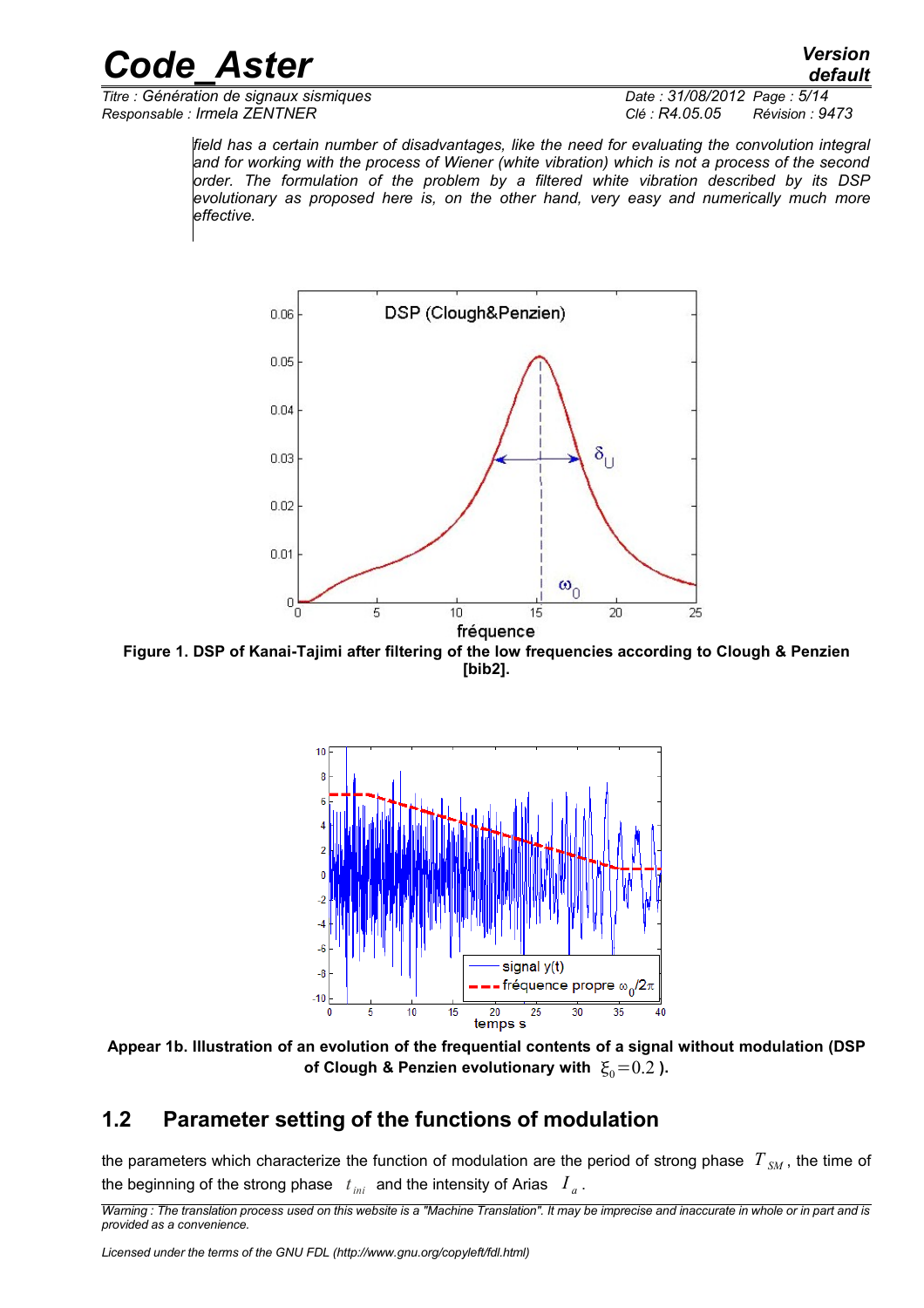*field has a certain number of disadvantages, like the need for evaluating the convolution integral and for working with the process of Wiener (white vibration) which is not a process of the second order. The formulation of the problem by a filtered white vibration described by its DSP evolutionary as proposed here is, on the other hand, very easy and numerically much more effective.*

**Figure 1. DSP of Kanai-Tajimi after filtering of the low frequencies according to Clough & Penzien [bib2].**

**Appear 1b. Illustration of an evolution of the frequential contents of a signal without modulation (DSP of Clough & Penzien evolutionary with $\xi_0 = 0.2$ ).**

## 1.2 Parameter setting of the functions of modulation

the parameters which characterize the function of modulation are the period of strong phase $T_{SM}$, the time of the beginning of the strong phase $t_{ini}$ and the intensity of Arias $I_a$.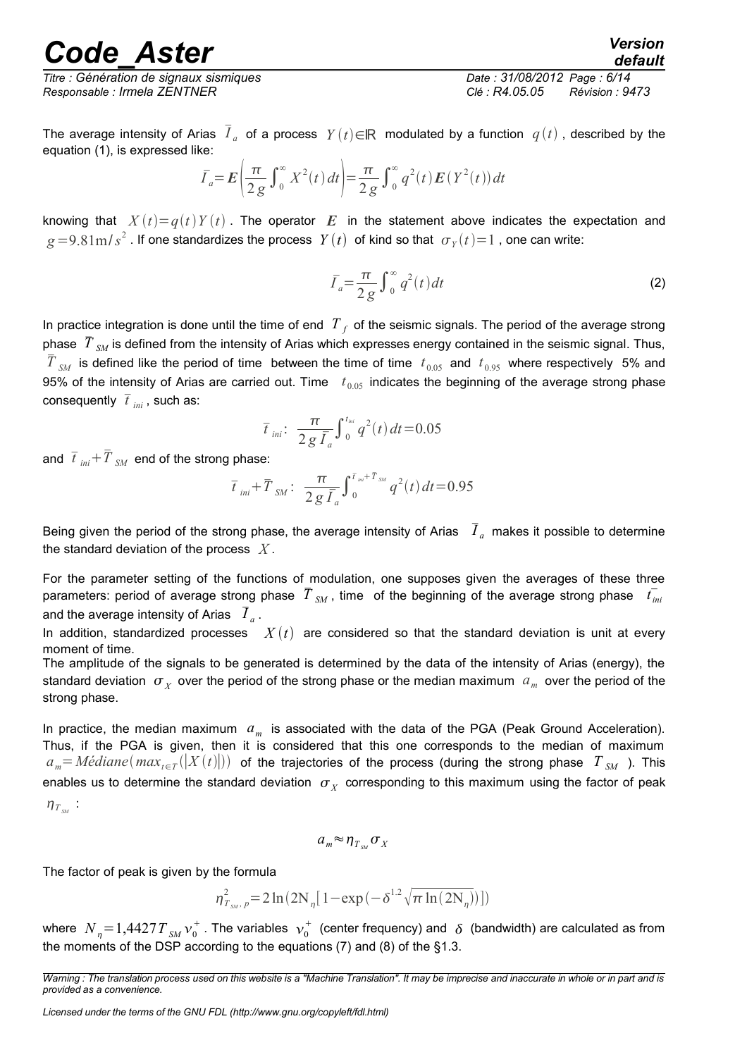The average intensity of Arias $\bar{I}_a$ of a process $Y(t) \in \mathbb{R}$ modulated by a function $q(t)$, described by the equation (1), is expressed like:

$$\bar{I}_a = \boldsymbol{E}\left(\frac{\pi}{2g}\int_0^\infty X^2(t)\,dt\right) = \frac{\pi}{2g}\int_0^\infty q^2(t)\boldsymbol{E}(Y^2(t))\,dt$$

knowing that $X(t) = q(t)Y(t)$. The operator $\boldsymbol{E}$ in the statement above indicates the expectation and $g = 9.81\text{m}/s^2$. If one standardizes the process $Y(t)$ of kind so that $\sigma_Y(t) = 1$, one can write:

$$\bar{I}_a = \frac{\pi}{2g}\int_0^\infty q^2(t)\,dt \tag{2}$$

In practice integration is done until the time of end $T_f$ of the seismic signals. The period of the average strong phase $\bar{T}_{SM}$ is defined from the intensity of Arias which expresses energy contained in the seismic signal. Thus, $\bar{T}_{SM}$ is defined like the period of time between the time of time $t_{0.05}$ and $t_{0.95}$ where respectively 5% and 95% of the intensity of Arias are carried out. Time $t_{0.05}$ indicates the beginning of the average strong phase consequently $\bar{t}_{ini}$, such as:

$$\bar{t}_{ini}:\ \frac{\pi}{2g\bar{I}_a}\int_0^{t_{ini}} q^2(t)\,dt = 0.05$$

and $\bar{t}_{ini} + \bar{T}_{SM}$ end of the strong phase:

$$\bar{t}_{ini} + \bar{T}_{SM}:\ \frac{\pi}{2g\bar{I}_a}\int_0^{\bar{t}_{ini}+\bar{T}_{SM}} q^2(t)\,dt = 0.95$$

Being given the period of the strong phase, the average intensity of Arias $\bar{I}_a$ makes it possible to determine the standard deviation of the process $X$.

For the parameter setting of the functions of modulation, one supposes given the averages of these three parameters: period of average strong phase $\bar{T}_{SM}$, time of the beginning of the average strong phase $\bar{t}_{ini}$ and the average intensity of Arias $\bar{I}_a$.

In addition, standardized processes $X(t)$ are considered so that the standard deviation is unit at every moment of time.

The amplitude of the signals to be generated is determined by the data of the intensity of Arias (energy), the standard deviation $\sigma_X$ over the period of the strong phase or the median maximum $a_m$ over the period of the strong phase.

In practice, the median maximum $a_m$ is associated with the data of the PGA (Peak Ground Acceleration). Thus, if the PGA is given, then it is considered that this one corresponds to the median of maximum $a_m = Médiane(max_{t\in T}(|X(t)|))$ of the trajectories of the process (during the strong phase $T_{SM}$). This enables us to determine the standard deviation $\sigma_X$ corresponding to this maximum using the factor of peak $\eta_{T_{SM}}$:

$$a_m \approx \eta_{T_{SM}}\sigma_X$$

The factor of peak is given by the formula

$$\eta^2_{T_{SM},\,p} = 2\ln(2N_\eta[1 - \exp(-\delta^{1.2}\sqrt{\pi\ln(2N_\eta)})])$$

where $N_\eta = 1{,}4427\,T_{SM}\,\nu_0^+$. The variables $\nu_0^+$ (center frequency) and $\delta$ (bandwidth) are calculated as from the moments of the DSP according to the equations (7) and (8) of the §1.3.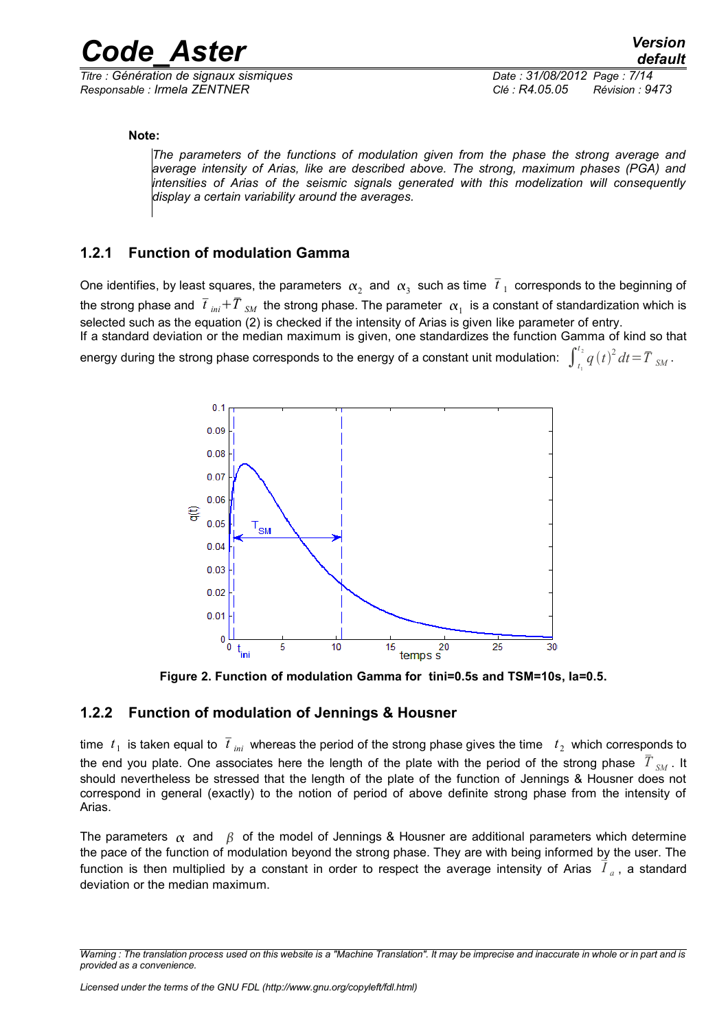**Note:**

*The parameters of the functions of modulation given from the phase the strong average and average intensity of Arias, like are described above. The strong, maximum phases (PGA) and intensities of Arias of the seismic signals generated with this modelization will consequently display a certain variability around the averages.*

### 1.2.1 Function of modulation Gamma

One identifies, by least squares, the parameters $\alpha_2$ and $\alpha_3$ such as time $\bar{t}_1$ corresponds to the beginning of the strong phase and $\bar{t}_{ini}+\bar{T}_{SM}$ the strong phase. The parameter $\alpha_1$ is a constant of standardization which is selected such as the equation (2) is checked if the intensity of Arias is given like parameter of entry.
If a standard deviation or the median maximum is given, one standardizes the function Gamma of kind so that energy during the strong phase corresponds to the energy of a constant unit modulation: $\int_{t_1}^{t_2} q(t)^2 dt = \bar{T}_{SM}$.

**Figure 2. Function of modulation Gamma for tini=0.5s and TSM=10s, Ia=0.5.**

### 1.2.2 Function of modulation of Jennings & Housner

time $t_1$ is taken equal to $\bar{t}_{ini}$ whereas the period of the strong phase gives the time $t_2$ which corresponds to the end you plate. One associates here the length of the plate with the period of the strong phase $\bar{T}_{SM}$. It should nevertheless be stressed that the length of the plate of the function of Jennings & Housner does not correspond in general (exactly) to the notion of period of above definite strong phase from the intensity of Arias.

The parameters $\alpha$ and $\beta$ of the model of Jennings & Housner are additional parameters which determine the pace of the function of modulation beyond the strong phase. They are with being informed by the user. The function is then multiplied by a constant in order to respect the average intensity of Arias $\bar{I}_a$, a standard deviation or the median maximum.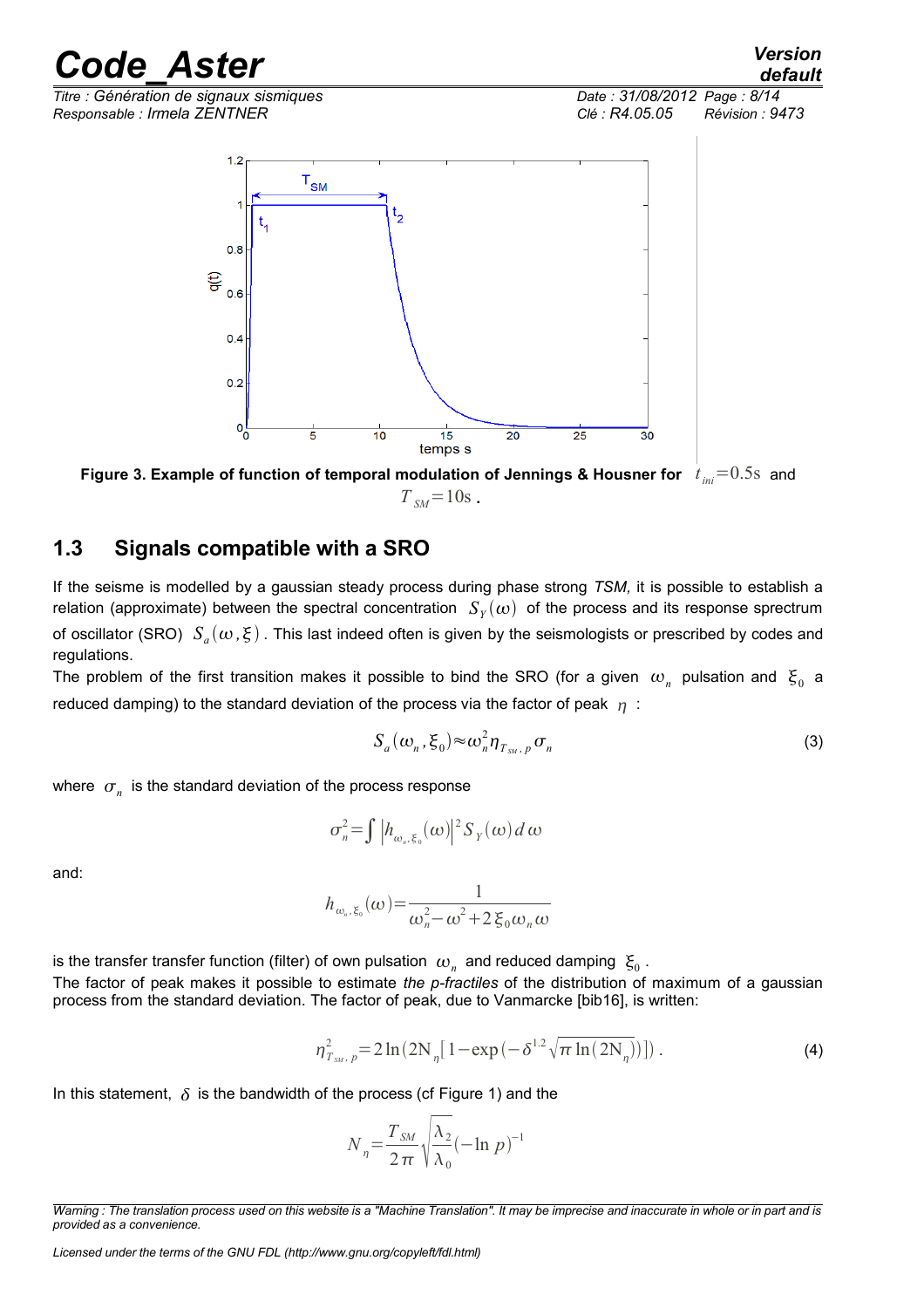Figure 3. Example of function of temporal modulation of Jennings & Housner for $t_{ini}=0.5\text{s}$ and $T_{SM}=10\text{s}$.

## 1.3 Signals compatible with a SRO

If the seisme is modelled by a gaussian steady process during phase strong *TSM*, it is possible to establish a relation (approximate) between the spectral concentration $S_Y(\omega)$ of the process and its response sprectrum of oscillator (SRO) $S_a(\omega,\xi)$. This last indeed often is given by the seismologists or prescribed by codes and regulations.

The problem of the first transition makes it possible to bind the SRO (for a given $\omega_n$ pulsation and $\xi_0$ a reduced damping) to the standard deviation of the process via the factor of peak $\eta$ :

$$S_a(\omega_n,\xi_0)\approx\omega_n^2\eta_{T_{SM},p}\sigma_n \tag{3}$$

where $\sigma_n$ is the standard deviation of the process response

$$\sigma_n^2=\int\left|h_{\omega_n,\xi_0}(\omega)\right|^2 S_Y(\omega)\,d\omega$$

and:

$$h_{\omega_n,\xi_0}(\omega)=\frac{1}{\omega_n^2-\omega^2+2\xi_0\omega_n\omega}$$

is the transfer transfer function (filter) of own pulsation $\omega_n$ and reduced damping $\xi_0$.

The factor of peak makes it possible to estimate *the p-fractiles* of the distribution of maximum of a gaussian process from the standard deviation. The factor of peak, due to Vanmarcke [bib16], is written:

$$\eta_{T_{SM},p}^2=2\ln(2\mathrm{N}_\eta[1-\exp(-\delta^{1.2}\sqrt{\pi\ln(2\mathrm{N}_\eta)})]). \tag{4}$$

In this statement, $\delta$ is the bandwidth of the process (cf Figure 1) and the

$$N_\eta=\frac{T_{SM}}{2\pi}\sqrt{\frac{\lambda_2}{\lambda_0}}(-\ln p)^{-1}$$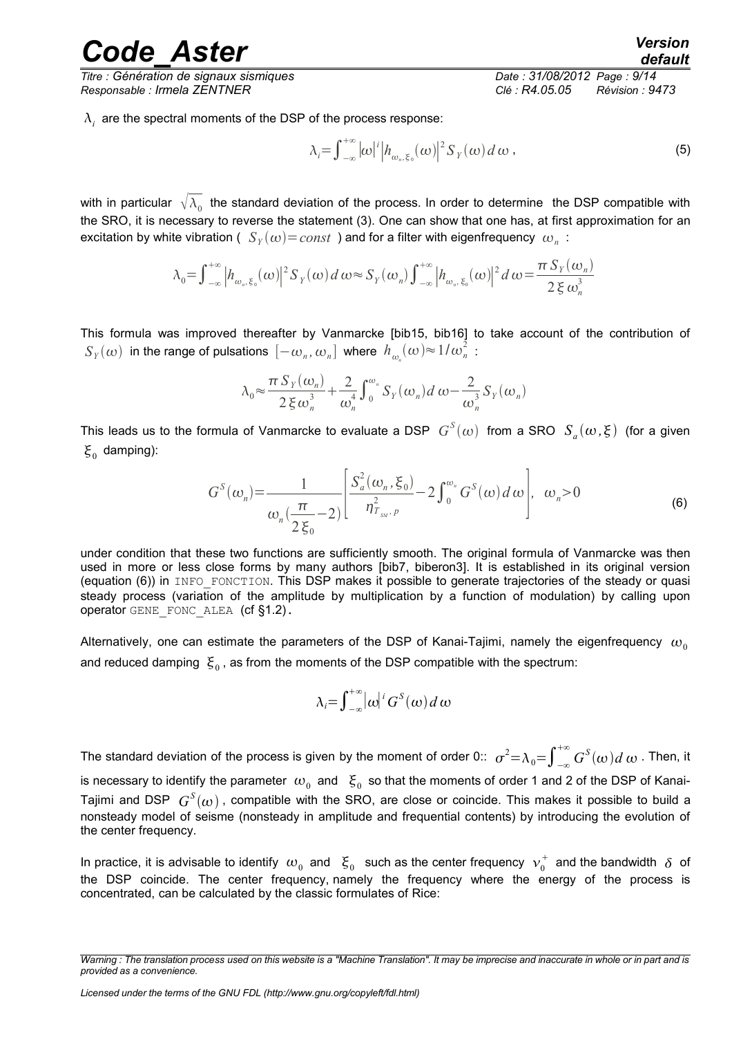$\lambda_i$ are the spectral moments of the DSP of the process response:

$$\lambda_i = \int_{-\infty}^{+\infty} |\omega|^i \left| h_{\omega_n, \xi_0}(\omega) \right|^2 S_Y(\omega)\, d\omega \,, \tag{5}$$

with in particular $\sqrt{\lambda_0}$ the standard deviation of the process. In order to determine the DSP compatible with the SRO, it is necessary to reverse the statement (3). One can show that one has, at first approximation for an excitation by white vibration ( $S_Y(\omega) = const$ ) and for a filter with eigenfrequency $\omega_n$ :

$$\lambda_0 = \int_{-\infty}^{+\infty} \left| h_{\omega_n, \xi_0}(\omega) \right|^2 S_Y(\omega)\, d\omega \approx S_Y(\omega_n) \int_{-\infty}^{+\infty} \left| h_{\omega_n, \xi_0}(\omega) \right|^2 d\omega = \frac{\pi\, S_Y(\omega_n)}{2\, \xi\, \omega_n^3}$$

This formula was improved thereafter by Vanmarcke [bib15, bib16] to take account of the contribution of $S_Y(\omega)$ in the range of pulsations $[-\omega_n, \omega_n]$ where $h_{\omega_n}(\omega) \approx 1/\omega_n^2$ :

$$\lambda_0 \approx \frac{\pi\, S_Y(\omega_n)}{2\, \xi\, \omega_n^3} + \frac{2}{\omega_n^4} \int_0^{\omega_n} S_Y(\omega_n)\, d\omega - \frac{2}{\omega_n^3} S_Y(\omega_n)$$

This leads us to the formula of Vanmarcke to evaluate a DSP $G^S(\omega)$ from a SRO $S_a(\omega, \xi)$ (for a given $\xi_0$ damping):

$$G^S(\omega_n) = \frac{1}{\omega_n \left( \dfrac{\pi}{2\, \xi_0} - 2 \right)} \left[ \frac{S_a^2(\omega_n, \xi_0)}{\eta_{T_{SM}, p}^2} - 2 \int_0^{\omega_n} G^S(\omega)\, d\omega \right], \quad \omega_n > 0 \tag{6}$$

under condition that these two functions are sufficiently smooth. The original formula of Vanmarcke was then used in more or less close forms by many authors [bib7, biberon3]. It is established in its original version (equation (6)) in INFO_FONCTION. This DSP makes it possible to generate trajectories of the steady or quasi steady process (variation of the amplitude by multiplication by a function of modulation) by calling upon operator GENE_FONC_ALEA (cf §1.2).

Alternatively, one can estimate the parameters of the DSP of Kanai-Tajimi, namely the eigenfrequency $\omega_0$ and reduced damping $\xi_0$, as from the moments of the DSP compatible with the spectrum:

$$\lambda_i = \int_{-\infty}^{+\infty} |\omega|^i\, G^S(\omega)\, d\omega$$

The standard deviation of the process is given by the moment of order 0:: $\sigma^2 = \lambda_0 = \int_{-\infty}^{+\infty} G^S(\omega)\, d\omega$ . Then, it is necessary to identify the parameter $\omega_0$ and $\xi_0$ so that the moments of order 1 and 2 of the DSP of Kanai-Tajimi and DSP $G^S(\omega)$, compatible with the SRO, are close or coincide. This makes it possible to build a nonsteady model of seisme (nonsteady in amplitude and frequential contents) by introducing the evolution of the center frequency.

In practice, it is advisable to identify $\omega_0$ and $\xi_0$ such as the center frequency $\nu_0^+$ and the bandwidth $\delta$ of the DSP coincide. The center frequency, namely the frequency where the energy of the process is concentrated, can be calculated by the classic formulates of Rice: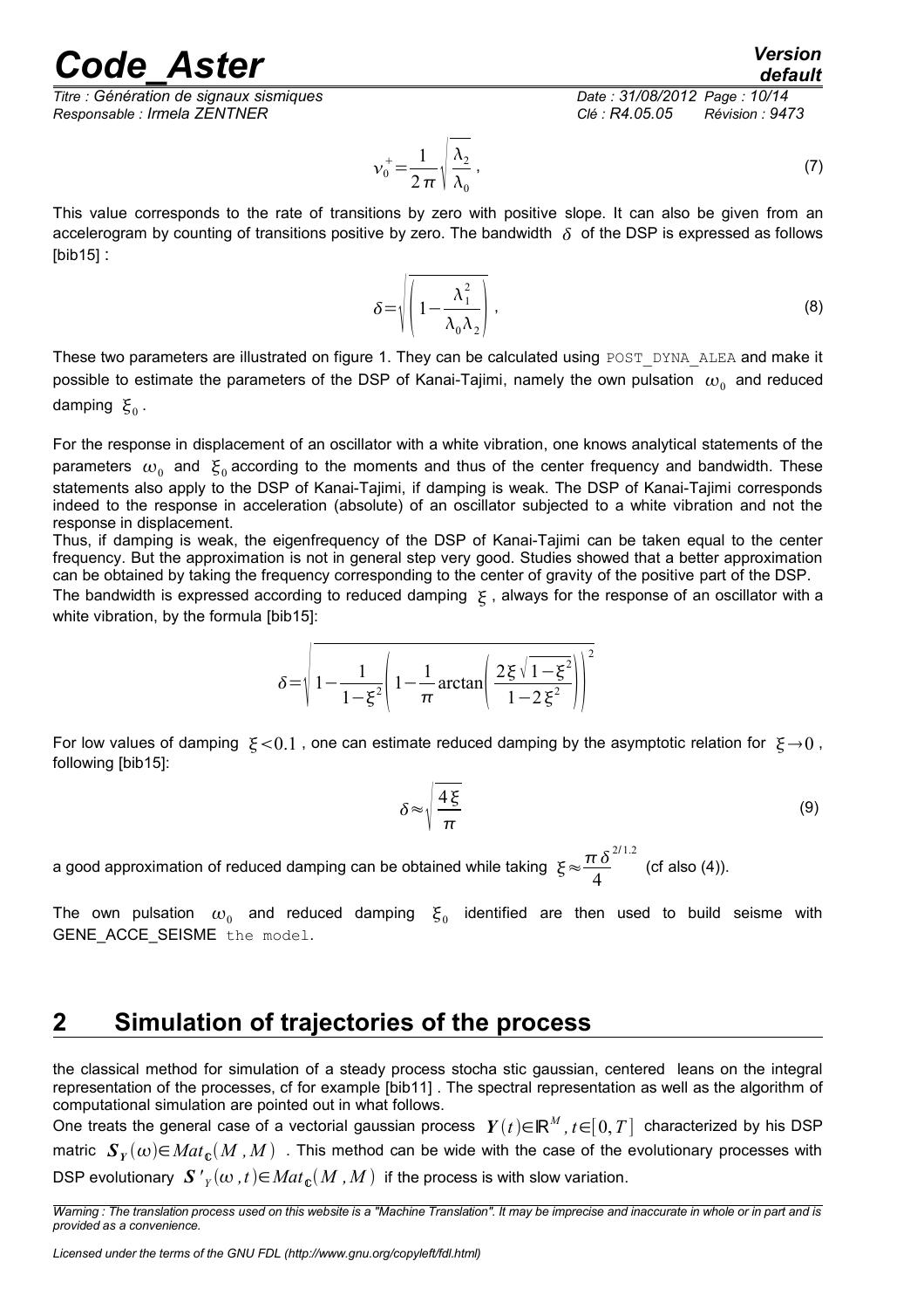$$\nu_0^+ = \frac{1}{2\pi}\sqrt{\frac{\lambda_2}{\lambda_0}}\,, \tag{7}$$

This value corresponds to the rate of transitions by zero with positive slope. It can also be given from an accelerogram by counting of transitions positive by zero. The bandwidth $\delta$ of the DSP is expressed as follows [bib15] :

$$\delta = \sqrt{\left(1 - \frac{\lambda_1^2}{\lambda_0 \lambda_2}\right)}\,, \tag{8}$$

These two parameters are illustrated on figure 1. They can be calculated using `POST_DYNA_ALEA` and make it possible to estimate the parameters of the DSP of Kanai-Tajimi, namely the own pulsation $\omega_0$ and reduced damping $\xi_0$.

For the response in displacement of an oscillator with a white vibration, one knows analytical statements of the parameters $\omega_0$ and $\xi_0$ according to the moments and thus of the center frequency and bandwidth. These statements also apply to the DSP of Kanai-Tajimi, if damping is weak. The DSP of Kanai-Tajimi corresponds indeed to the response in acceleration (absolute) of an oscillator subjected to a white vibration and not the response in displacement.

Thus, if damping is weak, the eigenfrequency of the DSP of Kanai-Tajimi can be taken equal to the center frequency. But the approximation is not in general step very good. Studies showed that a better approximation can be obtained by taking the frequency corresponding to the center of gravity of the positive part of the DSP.

The bandwidth is expressed according to reduced damping $\xi$, always for the response of an oscillator with a white vibration, by the formula [bib15]:

$$\delta = \sqrt{1 - \frac{1}{1-\xi^2}\left(1 - \frac{1}{\pi}\arctan\left(\frac{2\xi\sqrt{1-\xi^2}}{1-2\xi^2}\right)\right)^2}$$

For low values of damping $\xi < 0.1$, one can estimate reduced damping by the asymptotic relation for $\xi \to 0$, following [bib15]:

$$\delta \approx \sqrt{\frac{4\xi}{\pi}} \tag{9}$$

a good approximation of reduced damping can be obtained while taking $\xi \approx \frac{\pi \delta^{2/1.2}}{4}$ (cf also (4)).

The own pulsation $\omega_0$ and reduced damping $\xi_0$ identified are then used to build seisme with GENE_ACCE_SEISME `the model`.

## 2 Simulation of trajectories of the process

the classical method for simulation of a steady process stocha stic gaussian, centered leans on the integral representation of the processes, cf for example [bib11] . The spectral representation as well as the algorithm of computational simulation are pointed out in what follows.

One treats the general case of a vectorial gaussian process $\boldsymbol{Y}(t) \in \mathbb{R}^M, t \in [0, T]$ characterized by his DSP matric $\boldsymbol{S}_Y(\omega) \in Mat_{\mathbb{C}}(M, M)$ . This method can be wide with the case of the evolutionary processes with DSP evolutionary $\boldsymbol{S}'_Y(\omega, t) \in Mat_{\mathbb{C}}(M, M)$ if the process is with slow variation.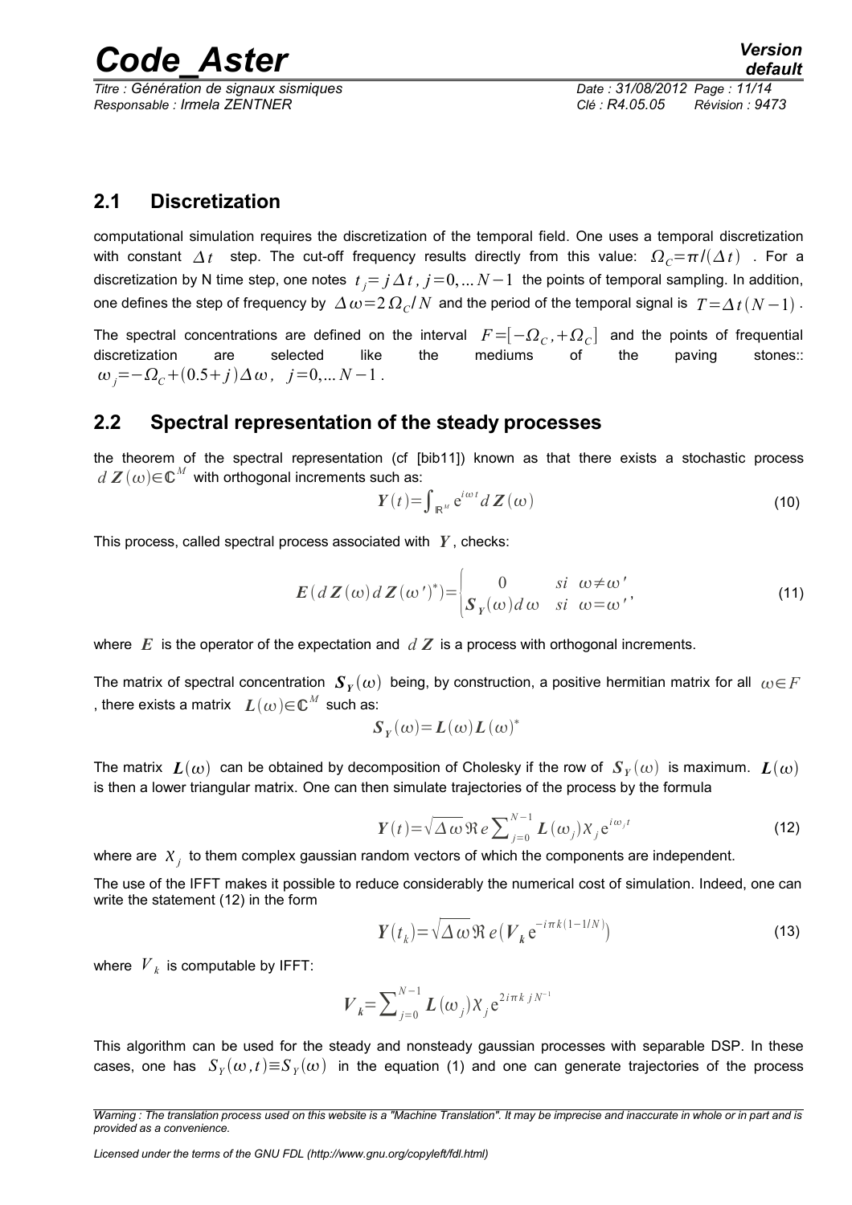## 2.1 Discretization

computational simulation requires the discretization of the temporal field. One uses a temporal discretization with constant $\Delta t$ step. The cut-off frequency results directly from this value: $\Omega_C = \pi/(\Delta t)$ . For a discretization by N time step, one notes $t_j = j\Delta t$ , $j=0,\ldots N-1$ the points of temporal sampling. In addition, one defines the step of frequency by $\Delta\omega = 2\Omega_C/N$ and the period of the temporal signal is $T = \Delta t(N-1)$ .

The spectral concentrations are defined on the interval $F = [-\Omega_C, +\Omega_C]$ and the points of frequential discretization are selected like the mediums of the paving stones:: $\omega_j = -\Omega_C + (0.5+j)\Delta\omega,\ \ j=0,\ldots N-1$ .

## 2.2 Spectral representation of the steady processes

the theorem of the spectral representation (cf [bib11]) known as that there exists a stochastic process $d\,\boldsymbol{Z}(\omega) \in \mathbb{C}^M$ with orthogonal increments such as:

$$\boldsymbol{Y}(t) = \int_{\mathbb{R}^M} e^{i\omega t} d\,\boldsymbol{Z}(\omega) \tag{10}$$

This process, called spectral process associated with $\boldsymbol{Y}$, checks:

$$\boldsymbol{E}(d\,\boldsymbol{Z}(\omega)\,d\,\boldsymbol{Z}(\omega')^*) = \begin{cases} 0 & si\ \ \omega \neq \omega' \\ \boldsymbol{S}_Y(\omega)d\omega & si\ \ \omega = \omega' \end{cases}, \tag{11}$$

where $\boldsymbol{E}$ is the operator of the expectation and $d\,\boldsymbol{Z}$ is a process with orthogonal increments.

The matrix of spectral concentration $\boldsymbol{S}_Y(\omega)$ being, by construction, a positive hermitian matrix for all $\omega \in F$ , there exists a matrix $\boldsymbol{L}(\omega) \in \mathbb{C}^M$ such as:

$$\boldsymbol{S}_Y(\omega) = \boldsymbol{L}(\omega)\boldsymbol{L}(\omega)^*$$

The matrix $\boldsymbol{L}(\omega)$ can be obtained by decomposition of Cholesky if the row of $\boldsymbol{S}_Y(\omega)$ is maximum. $\boldsymbol{L}(\omega)$ is then a lower triangular matrix. One can then simulate trajectories of the process by the formula

$$\boldsymbol{Y}(t) = \sqrt{\Delta\omega}\,\Re e \sum_{j=0}^{N-1} \boldsymbol{L}(\omega_j) \chi_j e^{i\omega_j t} \tag{12}$$

where are $\chi_j$ to them complex gaussian random vectors of which the components are independent.

The use of the IFFT makes it possible to reduce considerably the numerical cost of simulation. Indeed, one can write the statement (12) in the form

$$\boldsymbol{Y}(t_k) = \sqrt{\Delta\omega}\,\Re e(\boldsymbol{V}_k e^{-i\pi k(1-1/N)}) \tag{13}$$

where $V_k$ is computable by IFFT:

$$\boldsymbol{V}_k = \sum_{j=0}^{N-1} \boldsymbol{L}(\omega_j)\chi_j e^{2i\pi k\, j N^{-1}}$$

This algorithm can be used for the steady and nonsteady gaussian processes with separable DSP. In these cases, one has $S_Y(\omega, t) \equiv S_Y(\omega)$ in the equation (1) and one can generate trajectories of the process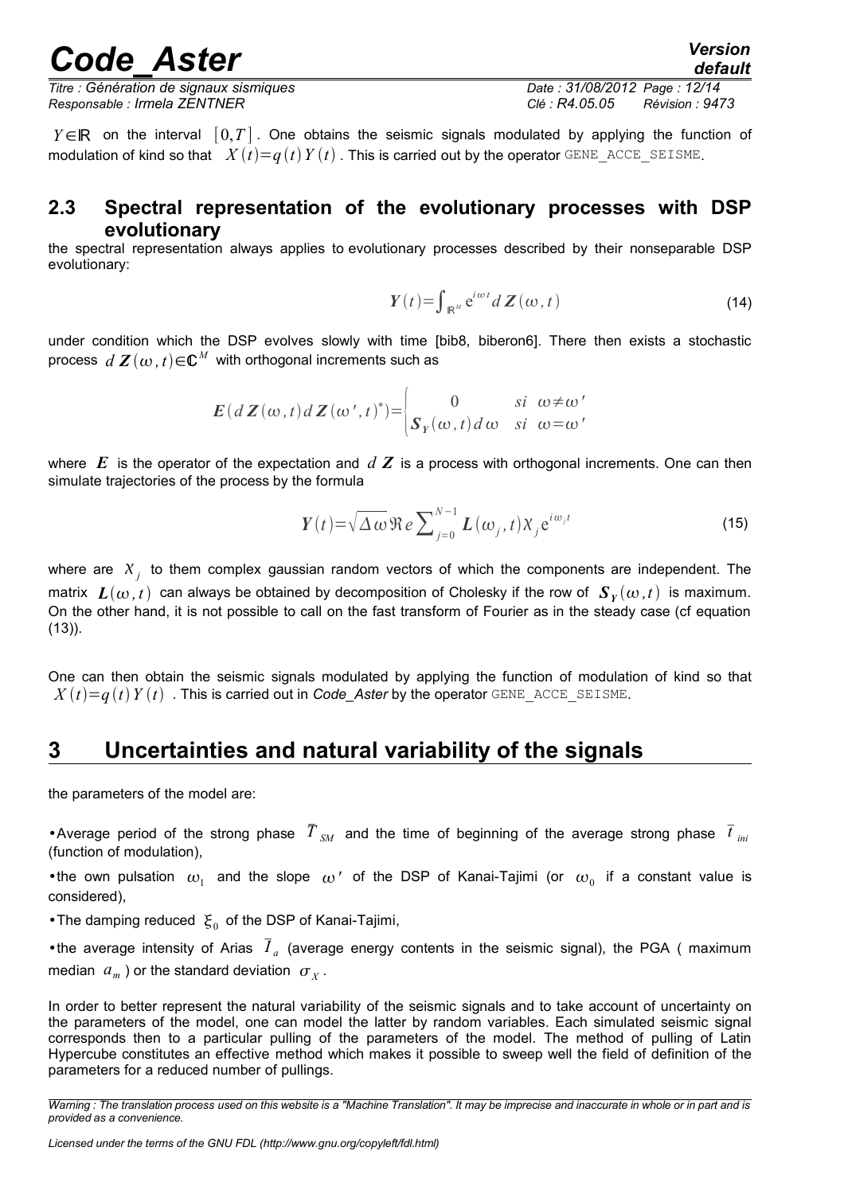$Y \in \mathbb{R}$ on the interval $[0,T]$. One obtains the seismic signals modulated by applying the function of modulation of kind so that $X(t)=q(t)Y(t)$. This is carried out by the operator GENE_ACCE_SEISME.

## 2.3 Spectral representation of the evolutionary processes with DSP evolutionary

the spectral representation always applies to evolutionary processes described by their nonseparable DSP evolutionary:

$$\boldsymbol{Y}(t)=\int_{\mathbb{R}^M} e^{i\omega t} d\boldsymbol{Z}(\omega, t) \tag{14}$$

under condition which the DSP evolves slowly with time [bib8, biberon6]. There then exists a stochastic process $d\boldsymbol{Z}(\omega, t) \in \mathbb{C}^M$ with orthogonal increments such as

$$\boldsymbol{E}(d\boldsymbol{Z}(\omega, t) d\boldsymbol{Z}(\omega', t)^*) = \begin{cases} 0 & si \quad \omega \neq \omega' \\ \boldsymbol{S}_Y(\omega, t) d\omega & si \quad \omega = \omega' \end{cases}$$

where $\boldsymbol{E}$ is the operator of the expectation and $d\boldsymbol{Z}$ is a process with orthogonal increments. One can then simulate trajectories of the process by the formula

$$\boldsymbol{Y}(t)=\sqrt{\Delta\omega}\,\Re e \sum_{j=0}^{N-1} \boldsymbol{L}(\omega_j, t) X_j e^{i\omega_j t} \tag{15}$$

where are $X_j$ to them complex gaussian random vectors of which the components are independent. The matrix $\boldsymbol{L}(\omega, t)$ can always be obtained by decomposition of Cholesky if the row of $\boldsymbol{S}_Y(\omega, t)$ is maximum. On the other hand, it is not possible to call on the fast transform of Fourier as in the steady case (cf equation (13)).

One can then obtain the seismic signals modulated by applying the function of modulation of kind so that $X(t)=q(t)Y(t)$. This is carried out in *Code_Aster* by the operator GENE_ACCE_SEISME.

# 3 Uncertainties and natural variability of the signals

the parameters of the model are:

- Average period of the strong phase $\bar{T}_{SM}$ and the time of beginning of the average strong phase $\bar{t}_{ini}$ (function of modulation),
- the own pulsation $\omega_1$ and the slope $\omega'$ of the DSP of Kanai-Tajimi (or $\omega_0$ if a constant value is considered),
- The damping reduced $\xi_0$ of the DSP of Kanai-Tajimi,
- the average intensity of Arias $\bar{I}_a$ (average energy contents in the seismic signal), the PGA ( maximum median $a_m$ ) or the standard deviation $\sigma_X$.

In order to better represent the natural variability of the seismic signals and to take account of uncertainty on the parameters of the model, one can model the latter by random variables. Each simulated seismic signal corresponds then to a particular pulling of the parameters of the model. The method of pulling of Latin Hypercube constitutes an effective method which makes it possible to sweep well the field of definition of the parameters for a reduced number of pullings.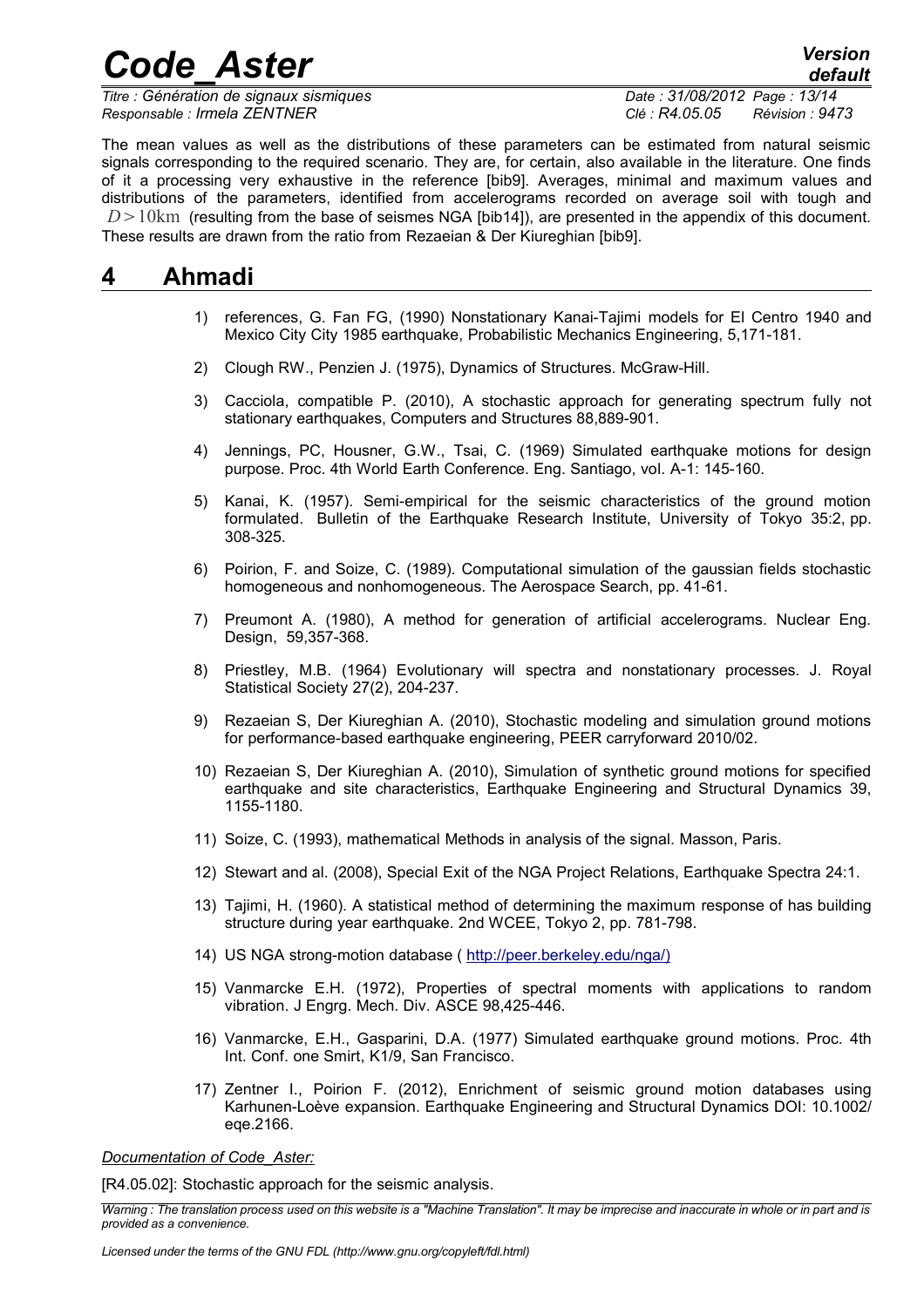The mean values as well as the distributions of these parameters can be estimated from natural seismic signals corresponding to the required scenario. They are, for certain, also available in the literature. One finds of it a processing very exhaustive in the reference [bib9]. Averages, minimal and maximum values and distributions of the parameters, identified from accelerograms recorded on average soil with tough and $D > 10\text{km}$ (resulting from the base of seismes NGA [bib14]), are presented in the appendix of this document. These results are drawn from the ratio from Rezaeian & Der Kiureghian [bib9].

# 4 Ahmadi

1) references, G. Fan FG, (1990) Nonstationary Kanai-Tajimi models for El Centro 1940 and Mexico City City 1985 earthquake, Probabilistic Mechanics Engineering, 5,171-181.
2) Clough RW., Penzien J. (1975), Dynamics of Structures. McGraw-Hill.
3) Cacciola, compatible P. (2010), A stochastic approach for generating spectrum fully not stationary earthquakes, Computers and Structures 88,889-901.
4) Jennings, PC, Housner, G.W., Tsai, C. (1969) Simulated earthquake motions for design purpose. Proc. 4th World Earth Conference. Eng. Santiago, vol. A-1: 145-160.
5) Kanai, K. (1957). Semi-empirical for the seismic characteristics of the ground motion formulated. Bulletin of the Earthquake Research Institute, University of Tokyo 35:2, pp. 308-325.
6) Poirion, F. and Soize, C. (1989). Computational simulation of the gaussian fields stochastic homogeneous and nonhomogeneous. The Aerospace Search, pp. 41-61.
7) Preumont A. (1980), A method for generation of artificial accelerograms. Nuclear Eng. Design, 59,357-368.
8) Priestley, M.B. (1964) Evolutionary will spectra and nonstationary processes. J. Royal Statistical Society 27(2), 204-237.
9) Rezaeian S, Der Kiureghian A. (2010), Stochastic modeling and simulation ground motions for performance-based earthquake engineering, PEER carryforward 2010/02.
10) Rezaeian S, Der Kiureghian A. (2010), Simulation of synthetic ground motions for specified earthquake and site characteristics, Earthquake Engineering and Structural Dynamics 39, 1155-1180.
11) Soize, C. (1993), mathematical Methods in analysis of the signal. Masson, Paris.
12) Stewart and al. (2008), Special Exit of the NGA Project Relations, Earthquake Spectra 24:1.
13) Tajimi, H. (1960). A statistical method of determining the maximum response of has building structure during year earthquake. 2nd WCEE, Tokyo 2, pp. 781-798.
14) US NGA strong-motion database ( http://peer.berkeley.edu/nga/)
15) Vanmarcke E.H. (1972), Properties of spectral moments with applications to random vibration. J Engrg. Mech. Div. ASCE 98,425-446.
16) Vanmarcke, E.H., Gasparini, D.A. (1977) Simulated earthquake ground motions. Proc. 4th Int. Conf. one Smirt, K1/9, San Francisco.
17) Zentner I., Poirion F. (2012), Enrichment of seismic ground motion databases using Karhunen-Loève expansion. Earthquake Engineering and Structural Dynamics DOI: 10.1002/ eqe.2166.

*Documentation of Code_Aster:*

[R4.05.02]: Stochastic approach for the seismic analysis.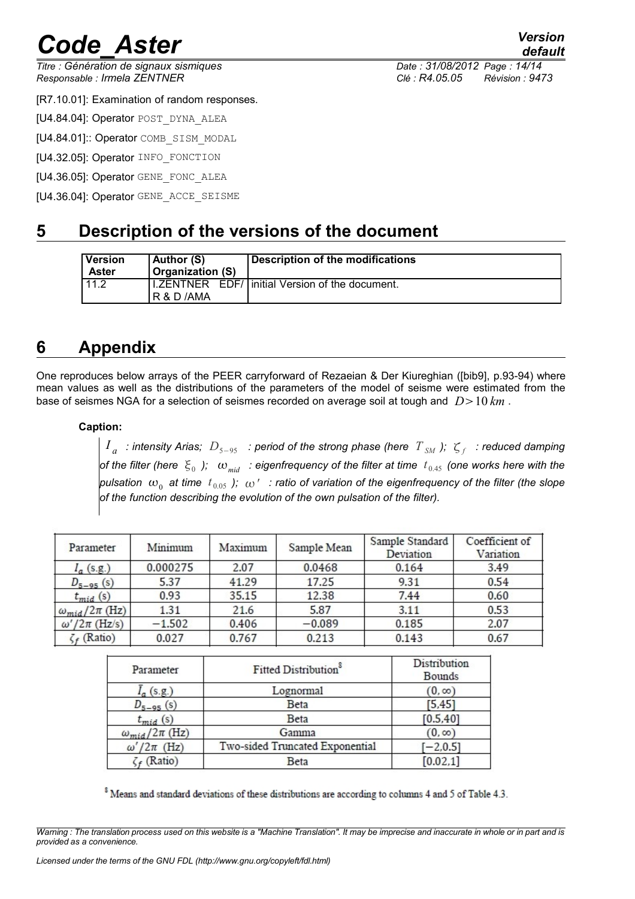[R7.10.01]: Examination of random responses.

[U4.84.04]: Operator POST_DYNA_ALEA

[U4.84.01]:: Operator COMB_SISM_MODAL

[U4.32.05]: Operator INFO_FONCTION

[U4.36.05]: Operator GENE_FONC_ALEA

[U4.36.04]: Operator GENE_ACCE_SEISME

# 5 Description of the versions of the document

| Version Aster | Author (S) Organization (S) | Description of the modifications |
|---|---|---|
| 11.2 | I.ZENTNER EDF/ R & D /AMA | initial Version of the document. |

# 6 Appendix

One reproduces below arrays of the PEER carryforward of Rezaeian & Der Kiureghian ([bib9], p.93-94) where mean values as well as the distributions of the parameters of the model of seisme were estimated from the base of seismes NGA for a selection of seismes recorded on average soil at tough and $D > 10\,km$.

**Caption:**

*$I_a$ : intensity Arias; $D_{5-95}$ : period of the strong phase (here $T_{SM}$ ); $\zeta_f$ : reduced damping of the filter (here $\xi_0$ ); $\omega_{mid}$ : eigenfrequency of the filter at time $t_{0.45}$ (one works here with the pulsation $\omega_0$ at time $t_{0.05}$ ); $\omega'$ : ratio of variation of the eigenfrequency of the filter (the slope of the function describing the evolution of the own pulsation of the filter).*

| Parameter | Minimum | Maximum | Sample Mean | Sample Standard Deviation | Coefficient of Variation |
|---|---|---|---|---|---|
| $I_a$ (s.g.) | 0.000275 | 2.07 | 0.0468 | 0.164 | 3.49 |
| $D_{5-95}$ (s) | 5.37 | 41.29 | 17.25 | 9.31 | 0.54 |
| $t_{mid}$ (s) | 0.93 | 35.15 | 12.38 | 7.44 | 0.60 |
| $\omega_{mid}/2\pi$ (Hz) | 1.31 | 21.6 | 5.87 | 3.11 | 0.53 |
| $\omega'/2\pi$ (Hz/s) | −1.502 | 0.406 | −0.089 | 0.185 | 2.07 |
| $\zeta_f$ (Ratio) | 0.027 | 0.767 | 0.213 | 0.143 | 0.67 |

| Parameter | Fitted Distribution[8] | Distribution Bounds |
|---|---|---|
| $\bar{I}_a$ (s.g.) | Lognormal | $(0, \infty)$ |
| $D_{5-95}$ (s) | Beta | [5,45] |
| $t_{mid}$ (s) | Beta | [0.5,40] |
| $\omega_{mid}/2\pi$ (Hz) | Gamma | $(0, \infty)$ |
| $\omega'/2\pi$ (Hz) | Two-sided Truncated Exponential | [−2,0.5] |
| $\zeta_f$ (Ratio) | Beta | [0.02,1] |

[8] Means and standard deviations of these distributions are according to columns 4 and 5 of Table 4.3.